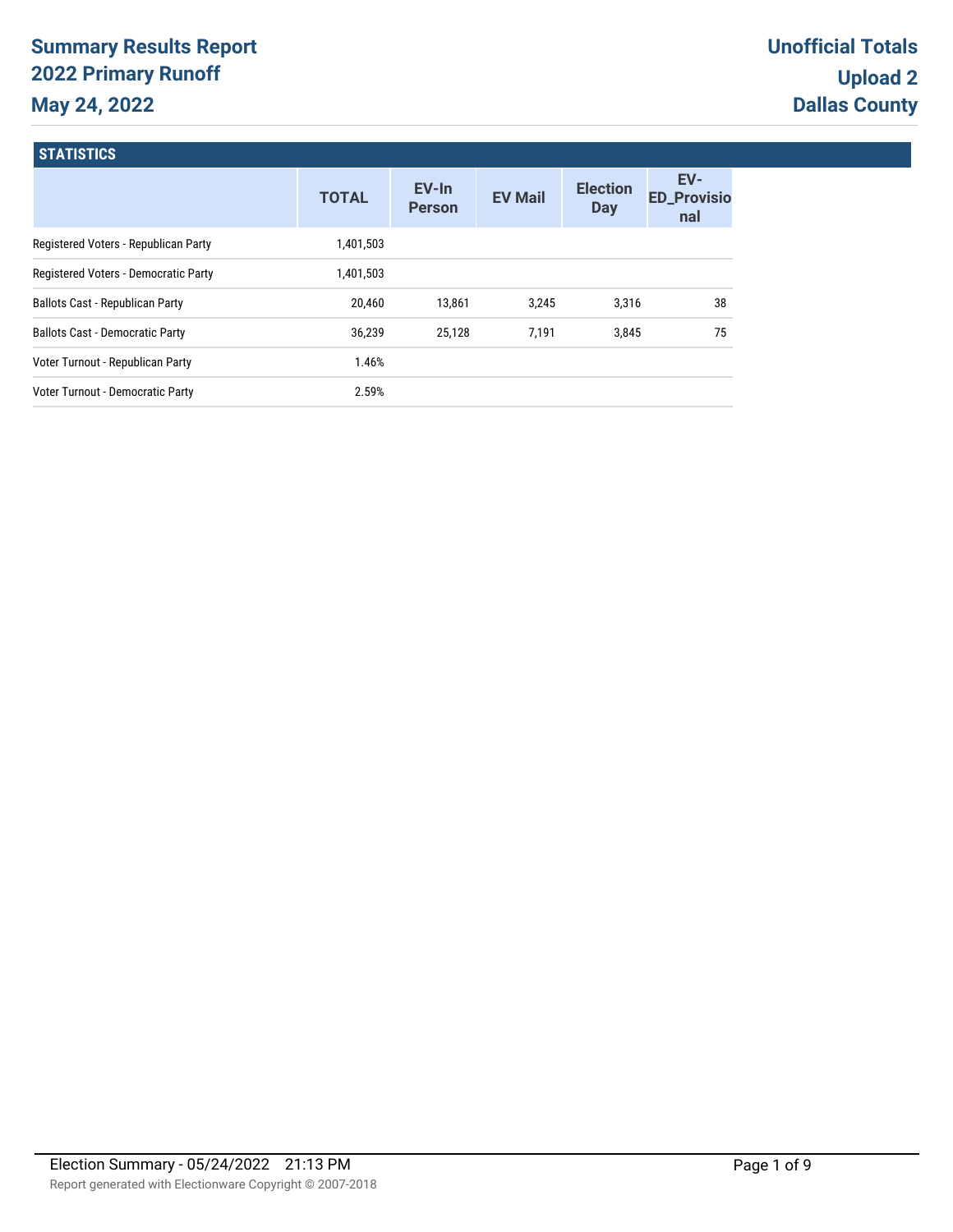# Summary Results Report
# 2022 Primary Runoff
# May 24, 2022

**Unofficial Totals**
**Upload 2**
**Dallas County**

## STATISTICS

| | TOTAL | EV-In Person | EV Mail | Election Day | EV-ED_Provisional |
|---|---|---|---|---|---|
| Registered Voters - Republican Party | 1,401,503 | | | | |
| Registered Voters - Democratic Party | 1,401,503 | | | | |
| Ballots Cast - Republican Party | 20,460 | 13,861 | 3,245 | 3,316 | 38 |
| Ballots Cast - Democratic Party | 36,239 | 25,128 | 7,191 | 3,845 | 75 |
| Voter Turnout - Republican Party | 1.46% | | | | |
| Voter Turnout - Democratic Party | 2.59% | | | | |

Election Summary - 05/24/2022 21:13 PM

Report generated with Electionware Copyright © 2007-2018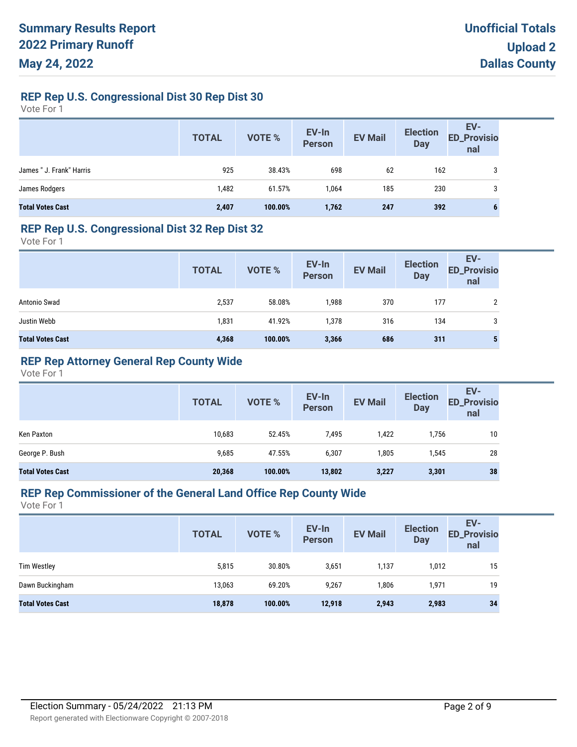## REP Rep U.S. Congressional Dist 30 Rep Dist 30

Vote For 1

| | TOTAL | VOTE % | EV-In Person | EV Mail | Election Day | EV-ED_Provisional |
|---|---|---|---|---|---|---|
| James " J. Frank" Harris | 925 | 38.43% | 698 | 62 | 162 | 3 |
| James Rodgers | 1,482 | 61.57% | 1,064 | 185 | 230 | 3 |
| **Total Votes Cast** | **2,407** | **100.00%** | **1,762** | **247** | **392** | **6** |

## REP Rep U.S. Congressional Dist 32 Rep Dist 32

Vote For 1

| | TOTAL | VOTE % | EV-In Person | EV Mail | Election Day | EV-ED_Provisional |
|---|---|---|---|---|---|---|
| Antonio Swad | 2,537 | 58.08% | 1,988 | 370 | 177 | 2 |
| Justin Webb | 1,831 | 41.92% | 1,378 | 316 | 134 | 3 |
| **Total Votes Cast** | **4,368** | **100.00%** | **3,366** | **686** | **311** | **5** |

## REP Rep Attorney General Rep County Wide

Vote For 1

| | TOTAL | VOTE % | EV-In Person | EV Mail | Election Day | EV-ED_Provisional |
|---|---|---|---|---|---|---|
| Ken Paxton | 10,683 | 52.45% | 7,495 | 1,422 | 1,756 | 10 |
| George P. Bush | 9,685 | 47.55% | 6,307 | 1,805 | 1,545 | 28 |
| **Total Votes Cast** | **20,368** | **100.00%** | **13,802** | **3,227** | **3,301** | **38** |

## REP Rep Commissioner of the General Land Office Rep County Wide

Vote For 1

| | TOTAL | VOTE % | EV-In Person | EV Mail | Election Day | EV-ED_Provisional |
|---|---|---|---|---|---|---|
| Tim Westley | 5,815 | 30.80% | 3,651 | 1,137 | 1,012 | 15 |
| Dawn Buckingham | 13,063 | 69.20% | 9,267 | 1,806 | 1,971 | 19 |
| **Total Votes Cast** | **18,878** | **100.00%** | **12,918** | **2,943** | **2,983** | **34** |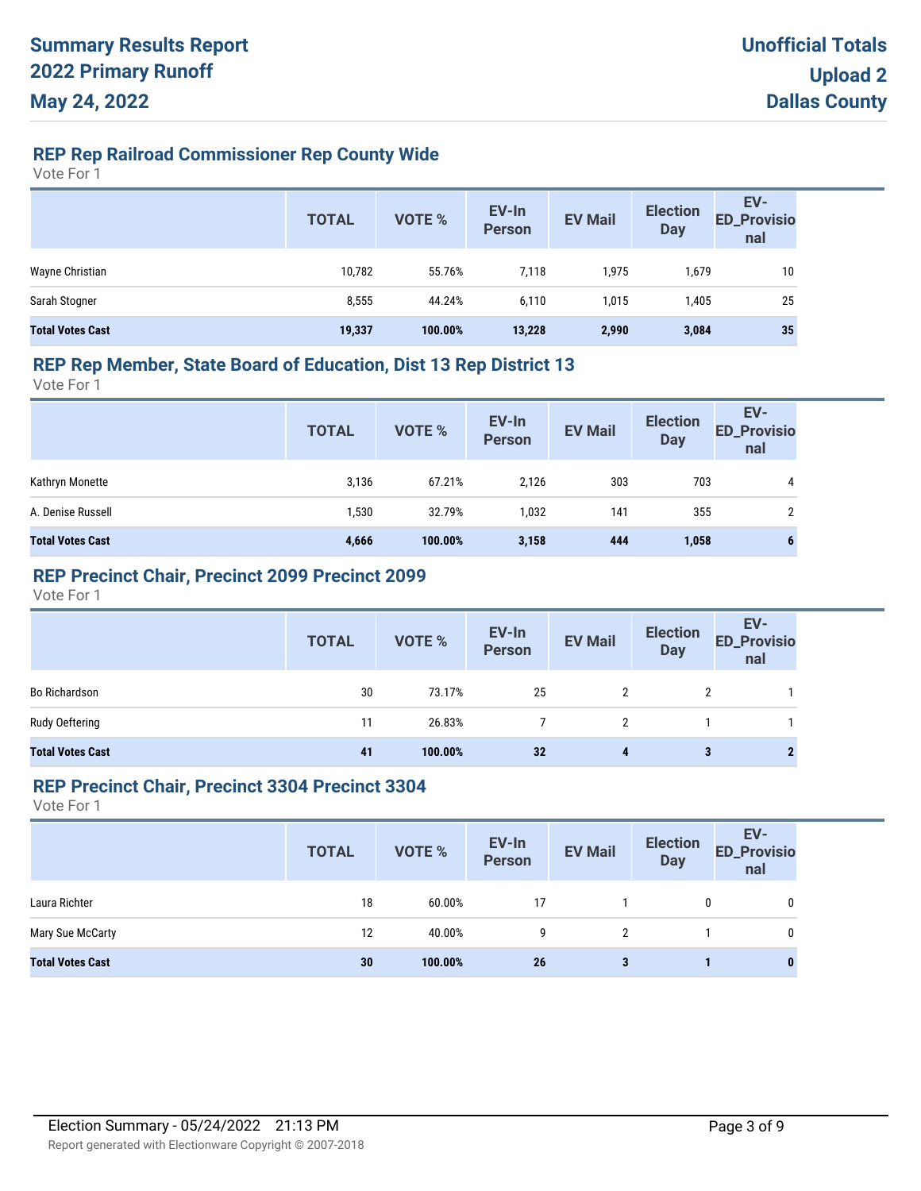# Summary Results Report
# 2022 Primary Runoff
# May 24, 2022

**Unofficial Totals**
**Upload 2**
**Dallas County**

## REP Rep Railroad Commissioner Rep County Wide

Vote For 1

| | TOTAL | VOTE % | EV-In Person | EV Mail | Election Day | EV-ED_Provisional |
|---|---|---|---|---|---|---|
| Wayne Christian | 10,782 | 55.76% | 7,118 | 1,975 | 1,679 | 10 |
| Sarah Stogner | 8,555 | 44.24% | 6,110 | 1,015 | 1,405 | 25 |
| **Total Votes Cast** | **19,337** | **100.00%** | **13,228** | **2,990** | **3,084** | **35** |

## REP Rep Member, State Board of Education, Dist 13 Rep District 13

Vote For 1

| | TOTAL | VOTE % | EV-In Person | EV Mail | Election Day | EV-ED_Provisional |
|---|---|---|---|---|---|---|
| Kathryn Monette | 3,136 | 67.21% | 2,126 | 303 | 703 | 4 |
| A. Denise Russell | 1,530 | 32.79% | 1,032 | 141 | 355 | 2 |
| **Total Votes Cast** | **4,666** | **100.00%** | **3,158** | **444** | **1,058** | **6** |

## REP Precinct Chair, Precinct 2099 Precinct 2099

Vote For 1

| | TOTAL | VOTE % | EV-In Person | EV Mail | Election Day | EV-ED_Provisional |
|---|---|---|---|---|---|---|
| Bo Richardson | 30 | 73.17% | 25 | 2 | 2 | 1 |
| Rudy Oeftering | 11 | 26.83% | 7 | 2 | 1 | 1 |
| **Total Votes Cast** | **41** | **100.00%** | **32** | **4** | **3** | **2** |

## REP Precinct Chair, Precinct 3304 Precinct 3304

Vote For 1

| | TOTAL | VOTE % | EV-In Person | EV Mail | Election Day | EV-ED_Provisional |
|---|---|---|---|---|---|---|
| Laura Richter | 18 | 60.00% | 17 | 1 | 0 | 0 |
| Mary Sue McCarty | 12 | 40.00% | 9 | 2 | 1 | 0 |
| **Total Votes Cast** | **30** | **100.00%** | **26** | **3** | **1** | **0** |

Election Summary - 05/24/2022 21:13 PM

Report generated with Electionware Copyright © 2007-2018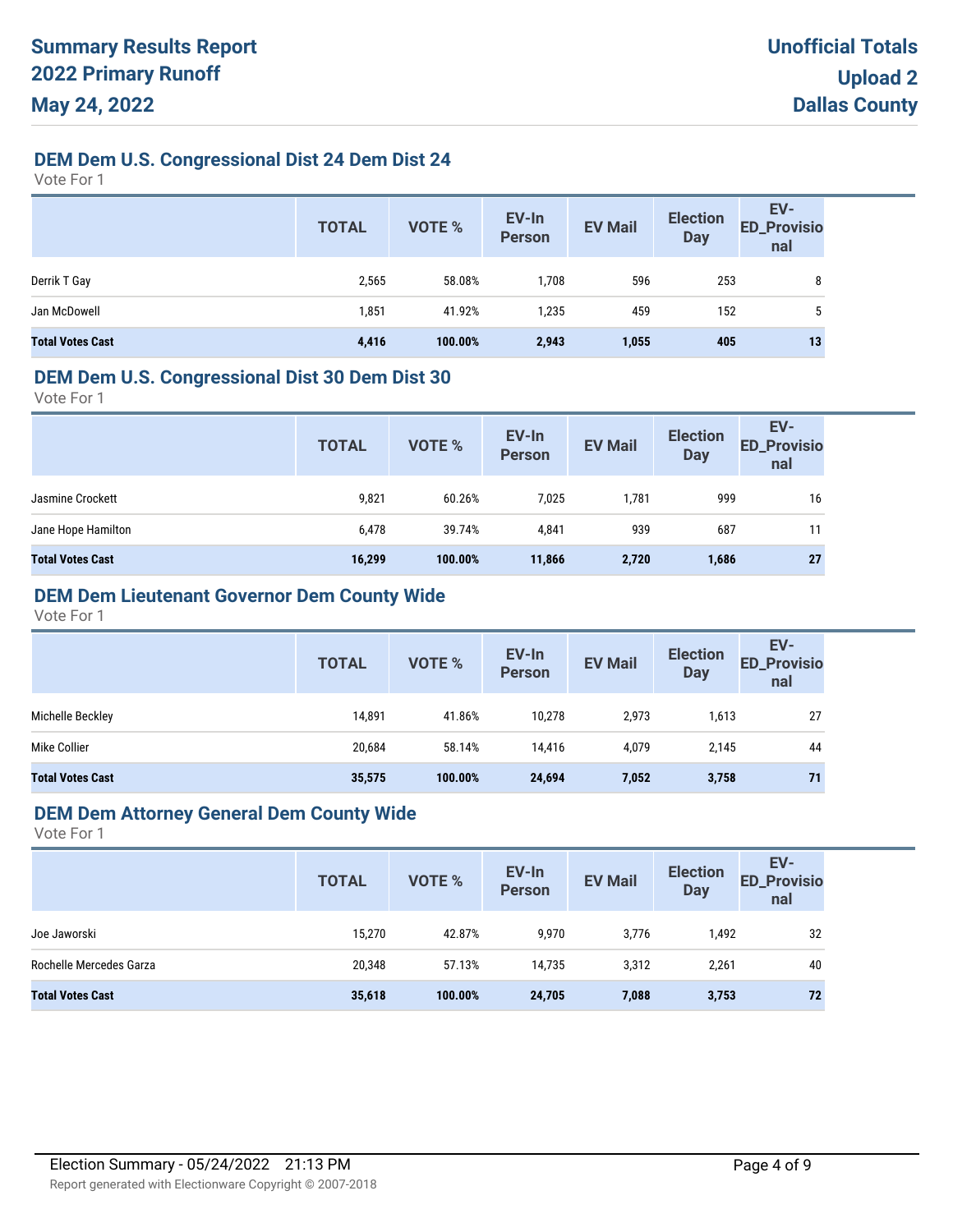# Summary Results Report
## 2022 Primary Runoff
## May 24, 2022

**Unofficial Totals**
**Upload 2**
**Dallas County**

### DEM Dem U.S. Congressional Dist 24 Dem Dist 24

Vote For 1

| | TOTAL | VOTE % | EV-In Person | EV Mail | Election Day | EV-ED_Provisional |
|---|---|---|---|---|---|---|
| Derrik T Gay | 2,565 | 58.08% | 1,708 | 596 | 253 | 8 |
| Jan McDowell | 1,851 | 41.92% | 1,235 | 459 | 152 | 5 |
| **Total Votes Cast** | **4,416** | **100.00%** | **2,943** | **1,055** | **405** | **13** |

### DEM Dem U.S. Congressional Dist 30 Dem Dist 30

Vote For 1

| | TOTAL | VOTE % | EV-In Person | EV Mail | Election Day | EV-ED_Provisional |
|---|---|---|---|---|---|---|
| Jasmine Crockett | 9,821 | 60.26% | 7,025 | 1,781 | 999 | 16 |
| Jane Hope Hamilton | 6,478 | 39.74% | 4,841 | 939 | 687 | 11 |
| **Total Votes Cast** | **16,299** | **100.00%** | **11,866** | **2,720** | **1,686** | **27** |

### DEM Dem Lieutenant Governor Dem County Wide

Vote For 1

| | TOTAL | VOTE % | EV-In Person | EV Mail | Election Day | EV-ED_Provisional |
|---|---|---|---|---|---|---|
| Michelle Beckley | 14,891 | 41.86% | 10,278 | 2,973 | 1,613 | 27 |
| Mike Collier | 20,684 | 58.14% | 14,416 | 4,079 | 2,145 | 44 |
| **Total Votes Cast** | **35,575** | **100.00%** | **24,694** | **7,052** | **3,758** | **71** |

### DEM Dem Attorney General Dem County Wide

Vote For 1

| | TOTAL | VOTE % | EV-In Person | EV Mail | Election Day | EV-ED_Provisional |
|---|---|---|---|---|---|---|
| Joe Jaworski | 15,270 | 42.87% | 9,970 | 3,776 | 1,492 | 32 |
| Rochelle Mercedes Garza | 20,348 | 57.13% | 14,735 | 3,312 | 2,261 | 40 |
| **Total Votes Cast** | **35,618** | **100.00%** | **24,705** | **7,088** | **3,753** | **72** |

Election Summary - 05/24/2022 21:13 PM

Report generated with Electionware Copyright © 2007-2018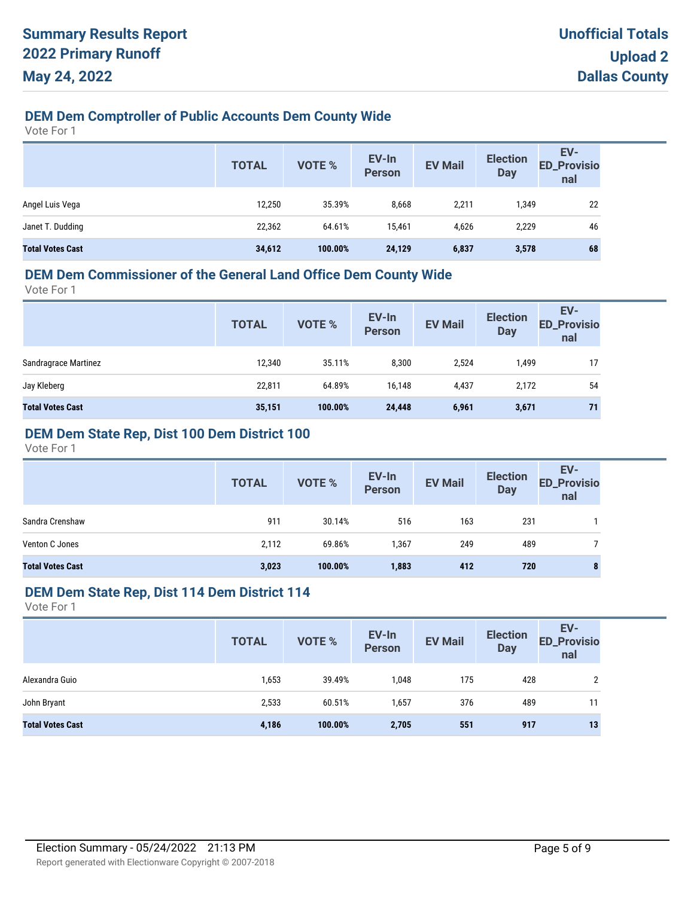# Summary Results Report
# 2022 Primary Runoff
# May 24, 2022

**Unofficial Totals**
**Upload 2**
**Dallas County**

## DEM Dem Comptroller of Public Accounts Dem County Wide

Vote For 1

| | TOTAL | VOTE % | EV-In Person | EV Mail | Election Day | EV-ED_Provisional |
|---|---|---|---|---|---|---|
| Angel Luis Vega | 12,250 | 35.39% | 8,668 | 2,211 | 1,349 | 22 |
| Janet T. Dudding | 22,362 | 64.61% | 15,461 | 4,626 | 2,229 | 46 |
| **Total Votes Cast** | **34,612** | **100.00%** | **24,129** | **6,837** | **3,578** | **68** |

## DEM Dem Commissioner of the General Land Office Dem County Wide

Vote For 1

| | TOTAL | VOTE % | EV-In Person | EV Mail | Election Day | EV-ED_Provisional |
|---|---|---|---|---|---|---|
| Sandragrace Martinez | 12,340 | 35.11% | 8,300 | 2,524 | 1,499 | 17 |
| Jay Kleberg | 22,811 | 64.89% | 16,148 | 4,437 | 2,172 | 54 |
| **Total Votes Cast** | **35,151** | **100.00%** | **24,448** | **6,961** | **3,671** | **71** |

## DEM Dem State Rep, Dist 100 Dem District 100

Vote For 1

| | TOTAL | VOTE % | EV-In Person | EV Mail | Election Day | EV-ED_Provisional |
|---|---|---|---|---|---|---|
| Sandra Crenshaw | 911 | 30.14% | 516 | 163 | 231 | 1 |
| Venton C Jones | 2,112 | 69.86% | 1,367 | 249 | 489 | 7 |
| **Total Votes Cast** | **3,023** | **100.00%** | **1,883** | **412** | **720** | **8** |

## DEM Dem State Rep, Dist 114 Dem District 114

Vote For 1

| | TOTAL | VOTE % | EV-In Person | EV Mail | Election Day | EV-ED_Provisional |
|---|---|---|---|---|---|---|
| Alexandra Guio | 1,653 | 39.49% | 1,048 | 175 | 428 | 2 |
| John Bryant | 2,533 | 60.51% | 1,657 | 376 | 489 | 11 |
| **Total Votes Cast** | **4,186** | **100.00%** | **2,705** | **551** | **917** | **13** |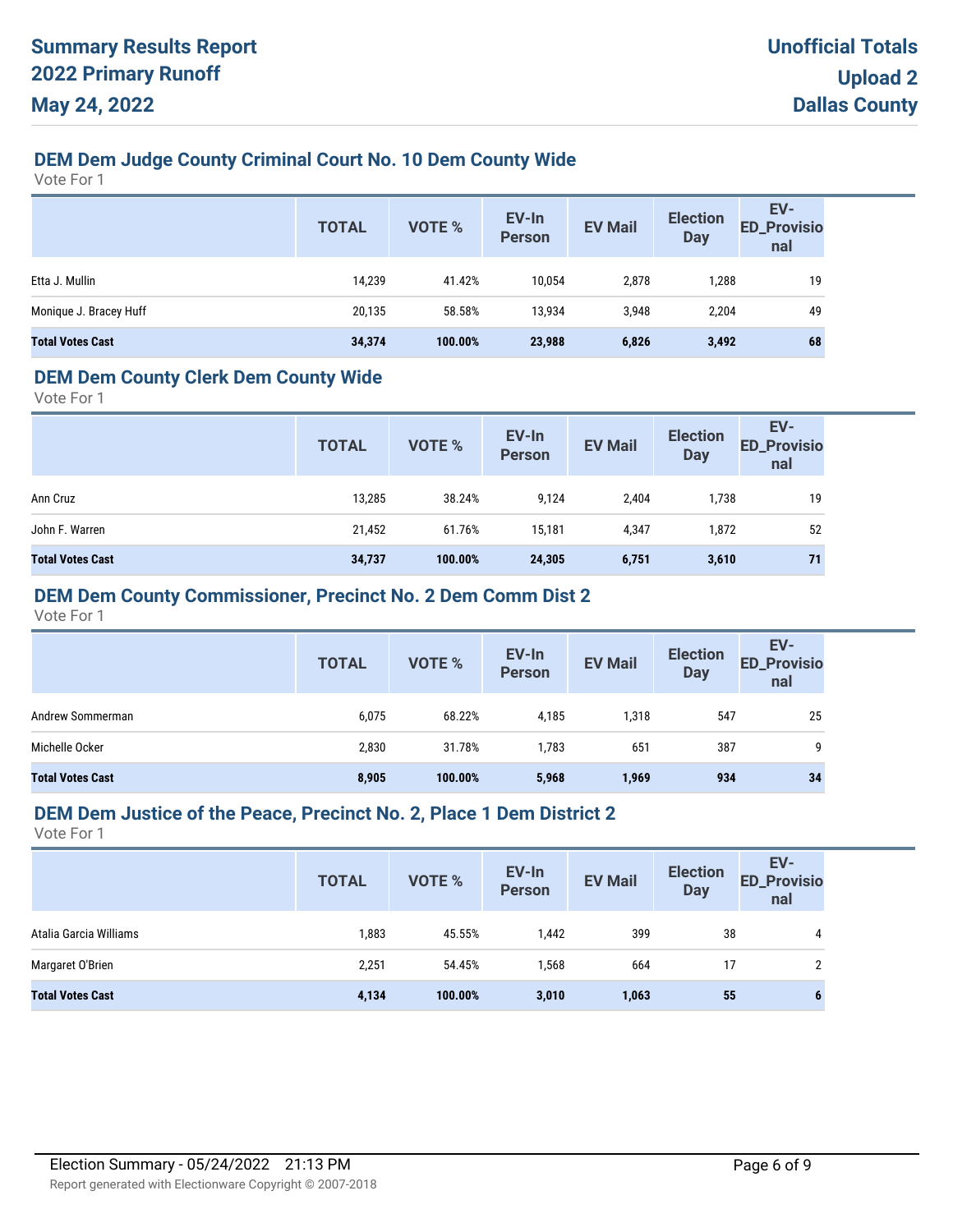# Summary Results Report
# 2022 Primary Runoff
# May 24, 2022

**Unofficial Totals**
**Upload 2**
**Dallas County**

## DEM Dem Judge County Criminal Court No. 10 Dem County Wide

Vote For 1

| | TOTAL | VOTE % | EV-In Person | EV Mail | Election Day | EV-ED_Provisional |
|---|---|---|---|---|---|---|
| Etta J. Mullin | 14,239 | 41.42% | 10,054 | 2,878 | 1,288 | 19 |
| Monique J. Bracey Huff | 20,135 | 58.58% | 13,934 | 3,948 | 2,204 | 49 |
| **Total Votes Cast** | **34,374** | **100.00%** | **23,988** | **6,826** | **3,492** | **68** |

## DEM Dem County Clerk Dem County Wide

Vote For 1

| | TOTAL | VOTE % | EV-In Person | EV Mail | Election Day | EV-ED_Provisional |
|---|---|---|---|---|---|---|
| Ann Cruz | 13,285 | 38.24% | 9,124 | 2,404 | 1,738 | 19 |
| John F. Warren | 21,452 | 61.76% | 15,181 | 4,347 | 1,872 | 52 |
| **Total Votes Cast** | **34,737** | **100.00%** | **24,305** | **6,751** | **3,610** | **71** |

## DEM Dem County Commissioner, Precinct No. 2 Dem Comm Dist 2

Vote For 1

| | TOTAL | VOTE % | EV-In Person | EV Mail | Election Day | EV-ED_Provisional |
|---|---|---|---|---|---|---|
| Andrew Sommerman | 6,075 | 68.22% | 4,185 | 1,318 | 547 | 25 |
| Michelle Ocker | 2,830 | 31.78% | 1,783 | 651 | 387 | 9 |
| **Total Votes Cast** | **8,905** | **100.00%** | **5,968** | **1,969** | **934** | **34** |

## DEM Dem Justice of the Peace, Precinct No. 2, Place 1 Dem District 2

Vote For 1

| | TOTAL | VOTE % | EV-In Person | EV Mail | Election Day | EV-ED_Provisional |
|---|---|---|---|---|---|---|
| Atalia Garcia Williams | 1,883 | 45.55% | 1,442 | 399 | 38 | 4 |
| Margaret O'Brien | 2,251 | 54.45% | 1,568 | 664 | 17 | 2 |
| **Total Votes Cast** | **4,134** | **100.00%** | **3,010** | **1,063** | **55** | **6** |

Election Summary - 05/24/2022 21:13 PM

Report generated with Electionware Copyright © 2007-2018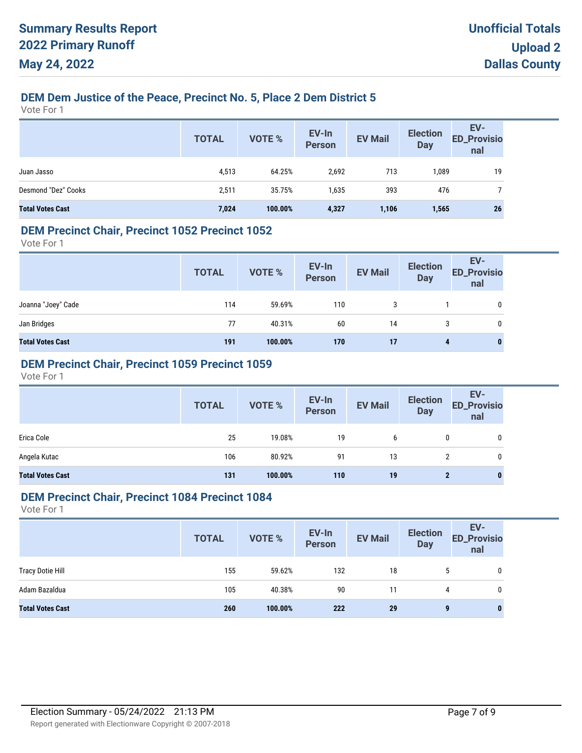# Summary Results Report
# 2022 Primary Runoff
# May 24, 2022

**Unofficial Totals**
**Upload 2**
**Dallas County**

## DEM Dem Justice of the Peace, Precinct No. 5, Place 2 Dem District 5

Vote For 1

| | TOTAL | VOTE % | EV-In Person | EV Mail | Election Day | EV-ED_Provisional |
|---|---|---|---|---|---|---|
| Juan Jasso | 4,513 | 64.25% | 2,692 | 713 | 1,089 | 19 |
| Desmond "Dez" Cooks | 2,511 | 35.75% | 1,635 | 393 | 476 | 7 |
| **Total Votes Cast** | **7,024** | **100.00%** | **4,327** | **1,106** | **1,565** | **26** |

## DEM Precinct Chair, Precinct 1052 Precinct 1052

Vote For 1

| | TOTAL | VOTE % | EV-In Person | EV Mail | Election Day | EV-ED_Provisional |
|---|---|---|---|---|---|---|
| Joanna "Joey" Cade | 114 | 59.69% | 110 | 3 | 1 | 0 |
| Jan Bridges | 77 | 40.31% | 60 | 14 | 3 | 0 |
| **Total Votes Cast** | **191** | **100.00%** | **170** | **17** | **4** | **0** |

## DEM Precinct Chair, Precinct 1059 Precinct 1059

Vote For 1

| | TOTAL | VOTE % | EV-In Person | EV Mail | Election Day | EV-ED_Provisional |
|---|---|---|---|---|---|---|
| Erica Cole | 25 | 19.08% | 19 | 6 | 0 | 0 |
| Angela Kutac | 106 | 80.92% | 91 | 13 | 2 | 0 |
| **Total Votes Cast** | **131** | **100.00%** | **110** | **19** | **2** | **0** |

## DEM Precinct Chair, Precinct 1084 Precinct 1084

Vote For 1

| | TOTAL | VOTE % | EV-In Person | EV Mail | Election Day | EV-ED_Provisional |
|---|---|---|---|---|---|---|
| Tracy Dotie Hill | 155 | 59.62% | 132 | 18 | 5 | 0 |
| Adam Bazaldua | 105 | 40.38% | 90 | 11 | 4 | 0 |
| **Total Votes Cast** | **260** | **100.00%** | **222** | **29** | **9** | **0** |

Election Summary - 05/24/2022 21:13 PM

Report generated with Electionware Copyright © 2007-2018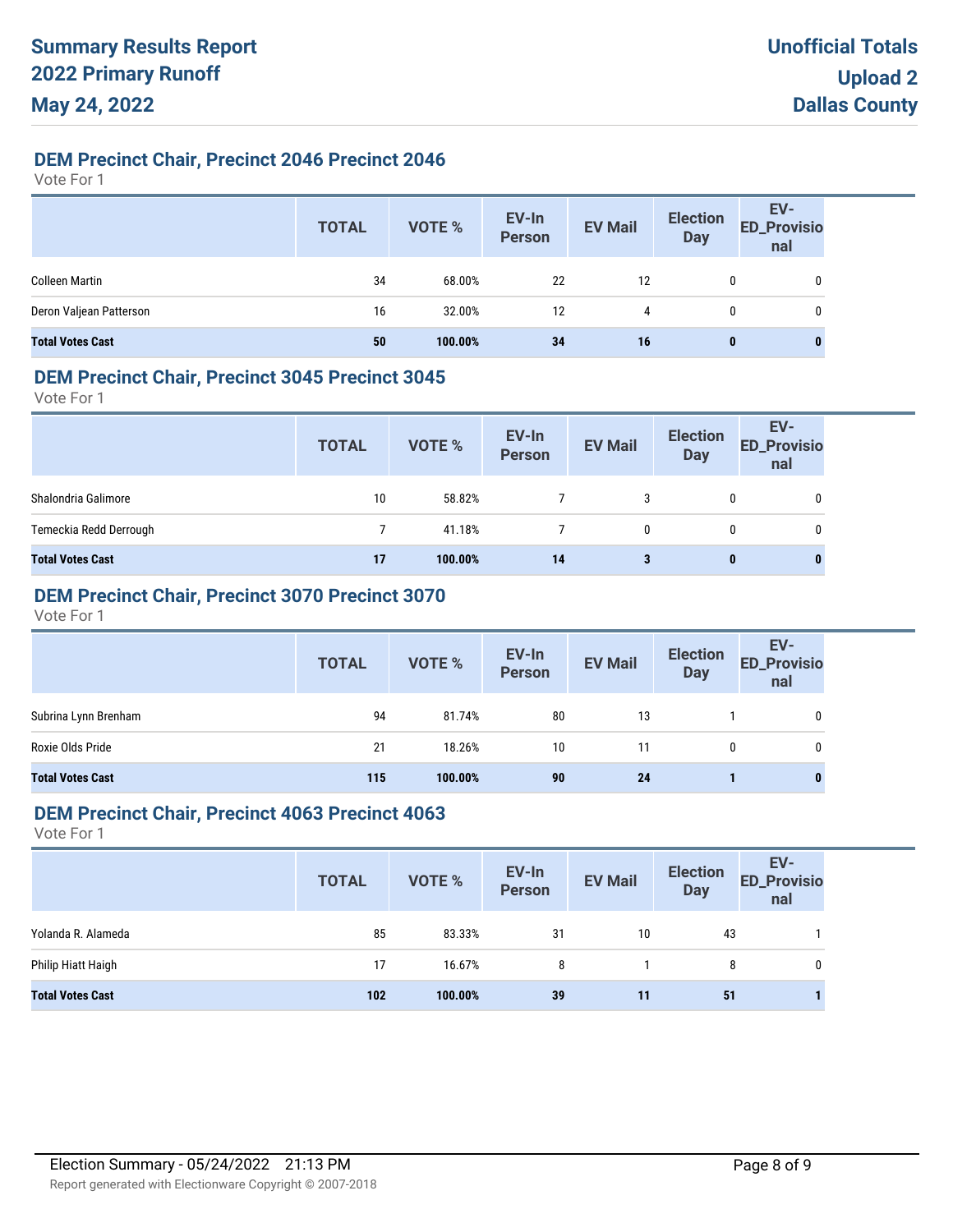## DEM Precinct Chair, Precinct 2046 Precinct 2046

Vote For 1

| | TOTAL | VOTE % | EV-In Person | EV Mail | Election Day | EV-ED_Provisional |
|---|---|---|---|---|---|---|
| Colleen Martin | 34 | 68.00% | 22 | 12 | 0 | 0 |
| Deron Valjean Patterson | 16 | 32.00% | 12 | 4 | 0 | 0 |
| **Total Votes Cast** | **50** | **100.00%** | **34** | **16** | **0** | **0** |

## DEM Precinct Chair, Precinct 3045 Precinct 3045

Vote For 1

| | TOTAL | VOTE % | EV-In Person | EV Mail | Election Day | EV-ED_Provisional |
|---|---|---|---|---|---|---|
| Shalondria Galimore | 10 | 58.82% | 7 | 3 | 0 | 0 |
| Temeckia Redd Derrough | 7 | 41.18% | 7 | 0 | 0 | 0 |
| **Total Votes Cast** | **17** | **100.00%** | **14** | **3** | **0** | **0** |

## DEM Precinct Chair, Precinct 3070 Precinct 3070

Vote For 1

| | TOTAL | VOTE % | EV-In Person | EV Mail | Election Day | EV-ED_Provisional |
|---|---|---|---|---|---|---|
| Subrina Lynn Brenham | 94 | 81.74% | 80 | 13 | 1 | 0 |
| Roxie Olds Pride | 21 | 18.26% | 10 | 11 | 0 | 0 |
| **Total Votes Cast** | **115** | **100.00%** | **90** | **24** | **1** | **0** |

## DEM Precinct Chair, Precinct 4063 Precinct 4063

Vote For 1

| | TOTAL | VOTE % | EV-In Person | EV Mail | Election Day | EV-ED_Provisional |
|---|---|---|---|---|---|---|
| Yolanda R. Alameda | 85 | 83.33% | 31 | 10 | 43 | 1 |
| Philip Hiatt Haigh | 17 | 16.67% | 8 | 1 | 8 | 0 |
| **Total Votes Cast** | **102** | **100.00%** | **39** | **11** | **51** | **1** |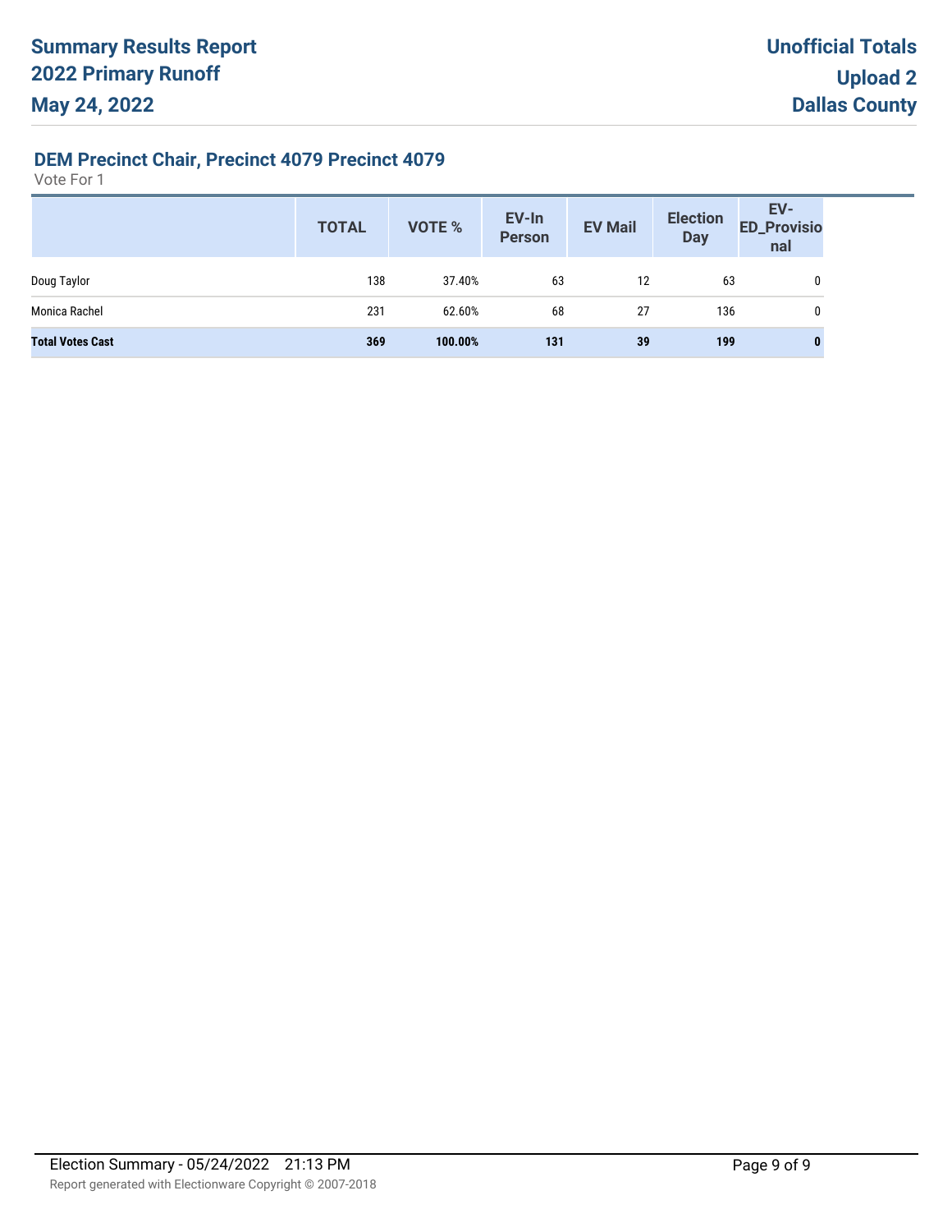## DEM Precinct Chair, Precinct 4079 Precinct 4079

Vote For 1

| | TOTAL | VOTE % | EV-In Person | EV Mail | Election Day | EV-ED_Provisional |
|---|---|---|---|---|---|---|
| Doug Taylor | 138 | 37.40% | 63 | 12 | 63 | 0 |
| Monica Rachel | 231 | 62.60% | 68 | 27 | 136 | 0 |
| **Total Votes Cast** | **369** | **100.00%** | **131** | **39** | **199** | **0** |